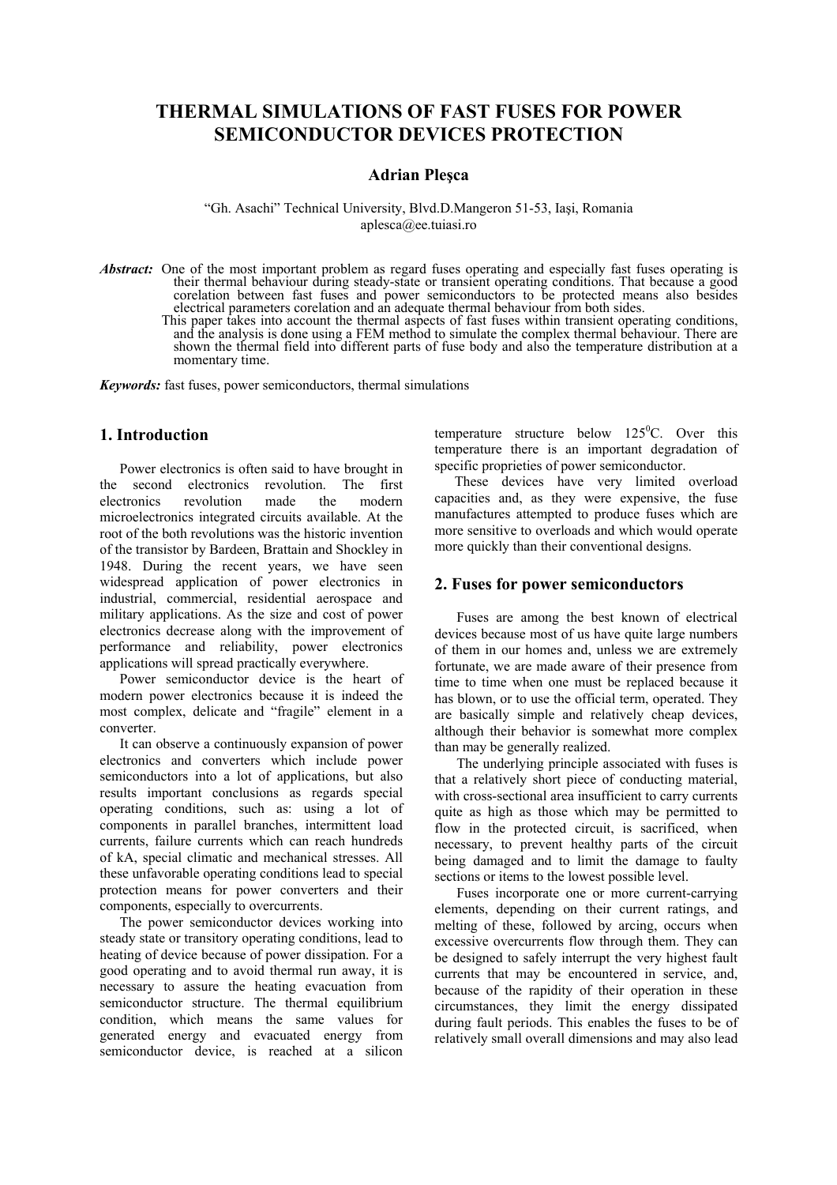# THERMAL SIMULATIONS OF FAST FUSES FOR POWER SEMICONDUCTOR DEVICES PROTECTION

**Adrian Pleşca**

"Gh. Asachi" Technical University, Blvd.D.Mangeron 51-53, Iaşi, Romania
aplesca@ee.tuiasi.ro

***Abstract:*** One of the most important problem as regard fuses operating and especially fast fuses operating is their thermal behaviour during steady-state or transient operating conditions. That because a good corelation between fast fuses and power semiconductors to be protected means also besides electrical parameters corelation and an adequate thermal behaviour from both sides.

This paper takes into account the thermal aspects of fast fuses within transient operating conditions, and the analysis is done using a FEM method to simulate the complex thermal behaviour. There are shown the thermal field into different parts of fuse body and also the temperature distribution at a momentary time.

***Keywords:*** fast fuses, power semiconductors, thermal simulations

## 1. Introduction

Power electronics is often said to have brought in the second electronics revolution. The first electronics revolution made the modern microelectronics integrated circuits available. At the root of the both revolutions was the historic invention of the transistor by Bardeen, Brattain and Shockley in 1948. During the recent years, we have seen widespread application of power electronics in industrial, commercial, residential aerospace and military applications. As the size and cost of power electronics decrease along with the improvement of performance and reliability, power electronics applications will spread practically everywhere.

Power semiconductor device is the heart of modern power electronics because it is indeed the most complex, delicate and "fragile" element in a converter.

It can observe a continuously expansion of power electronics and converters which include power semiconductors into a lot of applications, but also results important conclusions as regards special operating conditions, such as: using a lot of components in parallel branches, intermittent load currents, failure currents which can reach hundreds of kA, special climatic and mechanical stresses. All these unfavorable operating conditions lead to special protection means for power converters and their components, especially to overcurrents.

The power semiconductor devices working into steady state or transitory operating conditions, lead to heating of device because of power dissipation. For a good operating and to avoid thermal run away, it is necessary to assure the heating evacuation from semiconductor structure. The thermal equilibrium condition, which means the same values for generated energy and evacuated energy from semiconductor device, is reached at a silicon temperature structure below $125^0$C. Over this temperature there is an important degradation of specific proprieties of power semiconductor.

These devices have very limited overload capacities and, as they were expensive, the fuse manufactures attempted to produce fuses which are more sensitive to overloads and which would operate more quickly than their conventional designs.

## 2. Fuses for power semiconductors

Fuses are among the best known of electrical devices because most of us have quite large numbers of them in our homes and, unless we are extremely fortunate, we are made aware of their presence from time to time when one must be replaced because it has blown, or to use the official term, operated. They are basically simple and relatively cheap devices, although their behavior is somewhat more complex than may be generally realized.

The underlying principle associated with fuses is that a relatively short piece of conducting material, with cross-sectional area insufficient to carry currents quite as high as those which may be permitted to flow in the protected circuit, is sacrificed, when necessary, to prevent healthy parts of the circuit being damaged and to limit the damage to faulty sections or items to the lowest possible level.

Fuses incorporate one or more current-carrying elements, depending on their current ratings, and melting of these, followed by arcing, occurs when excessive overcurrents flow through them. They can be designed to safely interrupt the very highest fault currents that may be encountered in service, and, because of the rapidity of their operation in these circumstances, they limit the energy dissipated during fault periods. This enables the fuses to be of relatively small overall dimensions and may also lead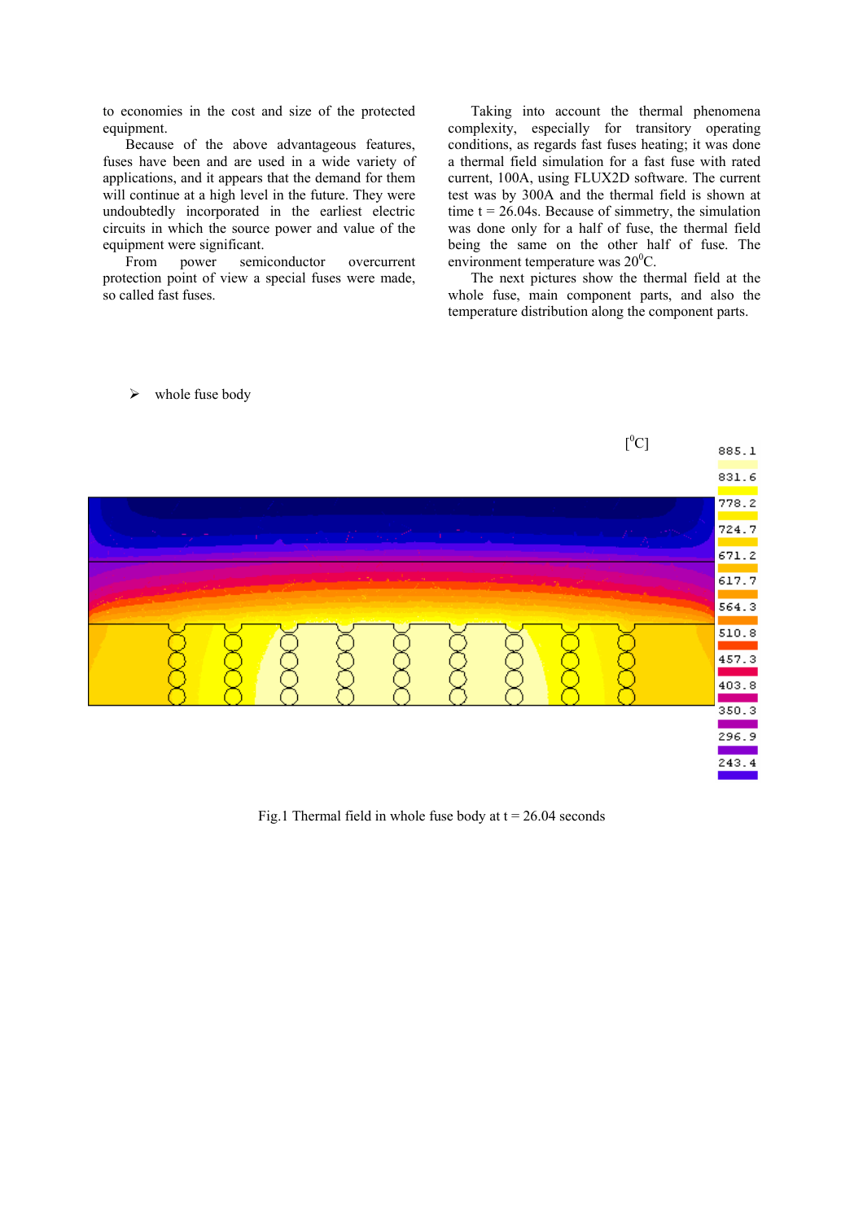to economies in the cost and size of the protected equipment.

Because of the above advantageous features, fuses have been and are used in a wide variety of applications, and it appears that the demand for them will continue at a high level in the future. They were undoubtedly incorporated in the earliest electric circuits in which the source power and value of the equipment were significant.

From power semiconductor overcurrent protection point of view a special fuses were made, so called fast fuses.

Taking into account the thermal phenomena complexity, especially for transitory operating conditions, as regards fast fuses heating; it was done a thermal field simulation for a fast fuse with rated current, 100A, using FLUX2D software. The current test was by 300A and the thermal field is shown at time t = 26.04s. Because of simmetry, the simulation was done only for a half of fuse, the thermal field being the same on the other half of fuse. The environment temperature was 20$^0$C.

The next pictures show the thermal field at the whole fuse, main component parts, and also the temperature distribution along the component parts.

- whole fuse body

Fig.1 Thermal field in whole fuse body at t = 26.04 seconds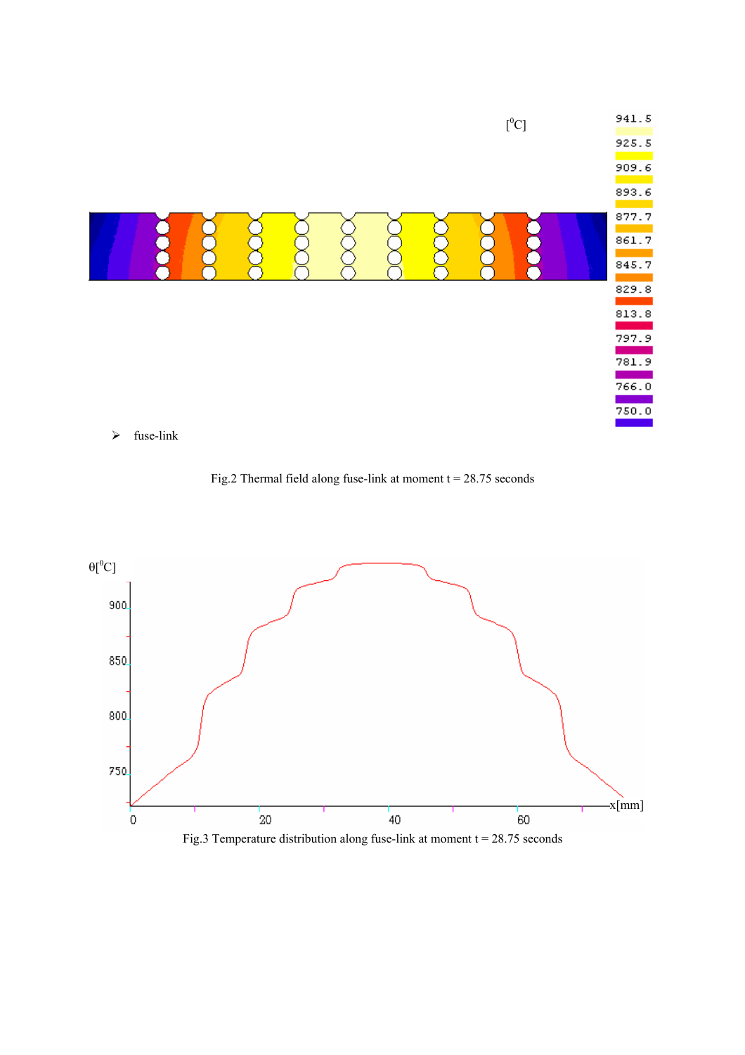Fig.2 Thermal field along fuse-link at moment t = 28.75 seconds

Fig.3 Temperature distribution along fuse-link at moment t = 28.75 seconds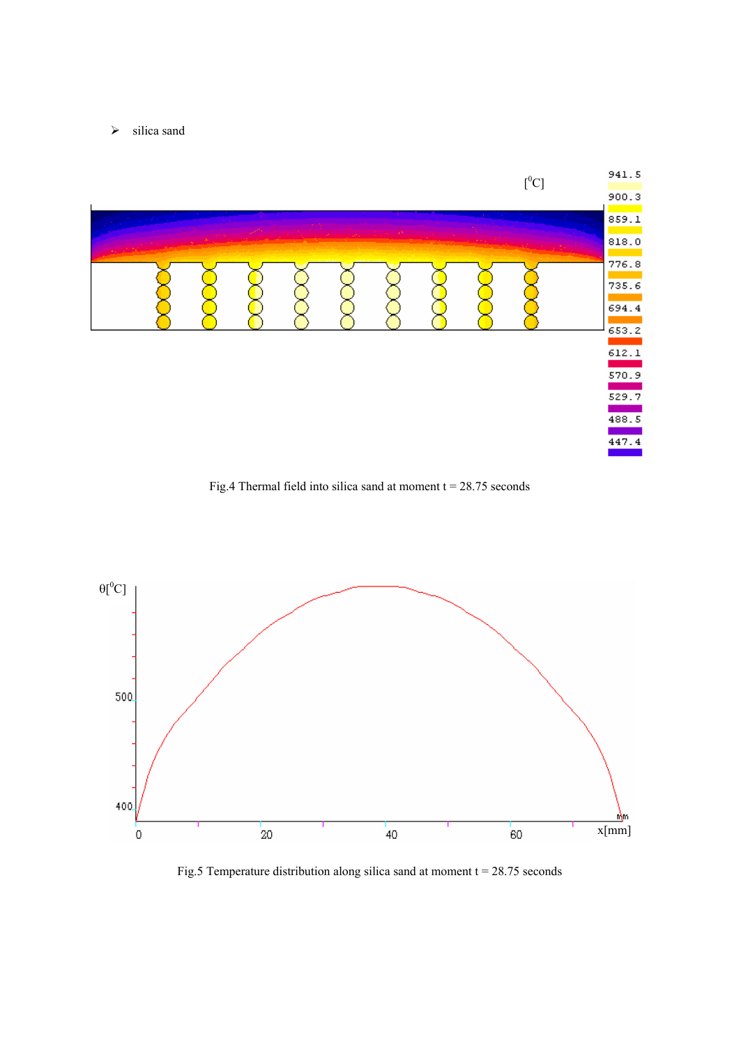- silica sand

Fig.4 Thermal field into silica sand at moment t = 28.75 seconds

Fig.5 Temperature distribution along silica sand at moment t = 28.75 seconds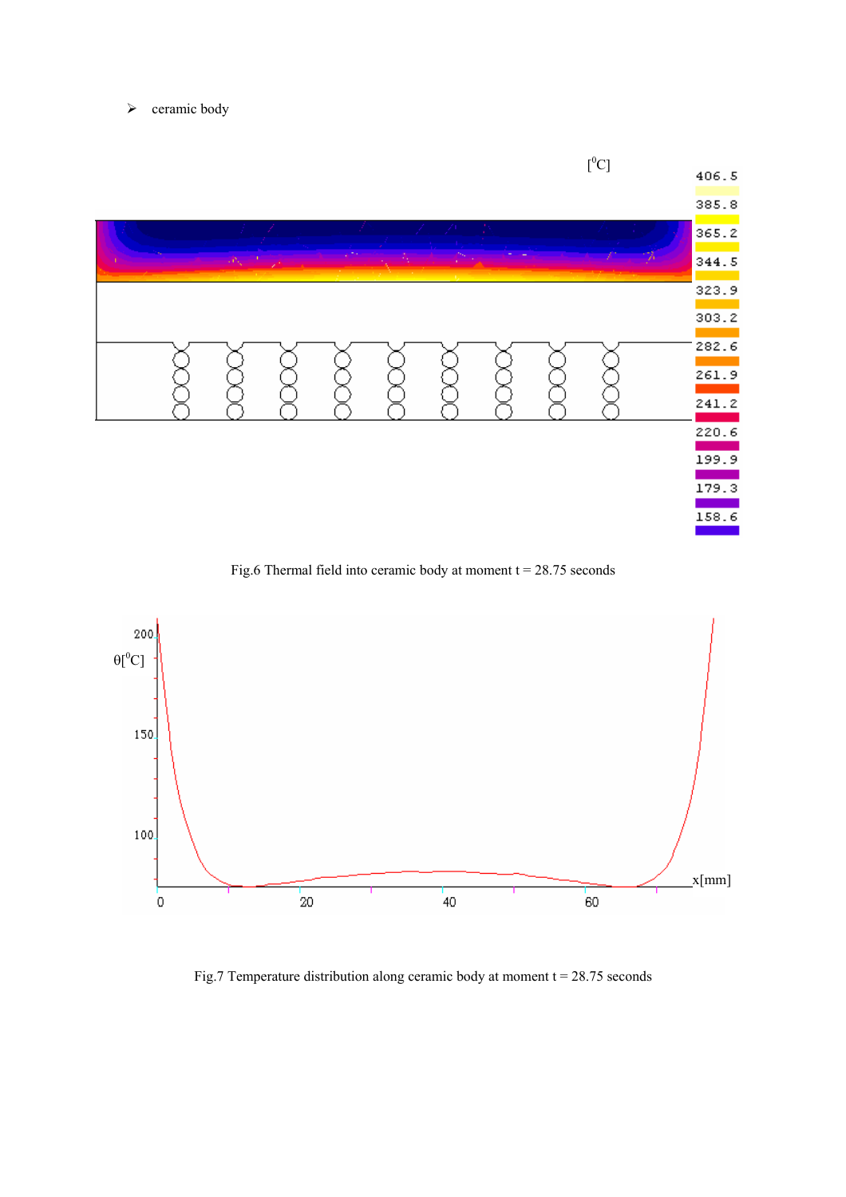- ceramic body

Fig.6 Thermal field into ceramic body at moment t = 28.75 seconds

Fig.7 Temperature distribution along ceramic body at moment t = 28.75 seconds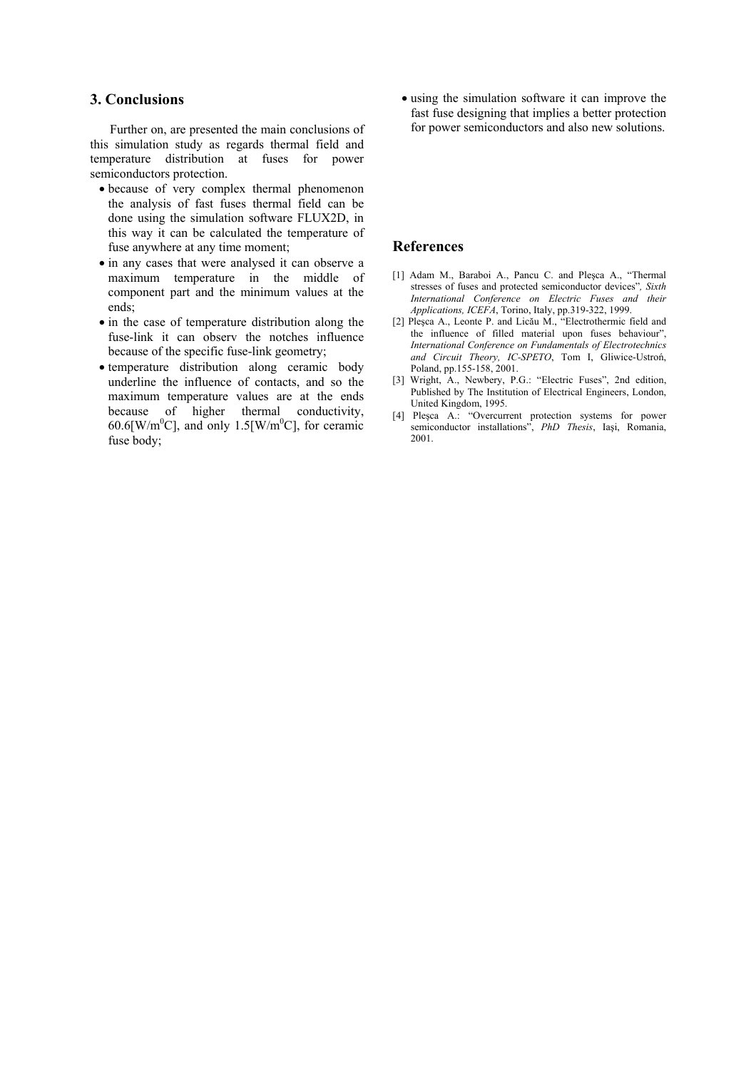## 3. Conclusions

Further on, are presented the main conclusions of this simulation study as regards thermal field and temperature distribution at fuses for power semiconductors protection.

- because of very complex thermal phenomenon the analysis of fast fuses thermal field can be done using the simulation software FLUX2D, in this way it can be calculated the temperature of fuse anywhere at any time moment;
- in any cases that were analysed it can observe a maximum temperature in the middle of component part and the minimum values at the ends;
- in the case of temperature distribution along the fuse-link it can observ the notches influence because of the specific fuse-link geometry;
- temperature distribution along ceramic body underline the influence of contacts, and so the maximum temperature values are at the ends because of higher thermal conductivity, 60.6[W/m$^0$C], and only 1.5[W/m$^0$C], for ceramic fuse body;
- using the simulation software it can improve the fast fuse designing that implies a better protection for power semiconductors and also new solutions.

## References

[1] Adam M., Baraboi A., Pancu C. and Pleşca A., "Thermal stresses of fuses and protected semiconductor devices", *Sixth International Conference on Electric Fuses and their Applications, ICEFA*, Torino, Italy, pp.319-322, 1999.

[2] Pleşca A., Leonte P. and Licău M., "Electrothermic field and the influence of filled material upon fuses behaviour", *International Conference on Fundamentals of Electrotechnics and Circuit Theory, IC-SPETO*, Tom I, Gliwice-Ustroń, Poland, pp.155-158, 2001.

[3] Wright, A., Newbery, P.G.: "Electric Fuses", 2nd edition, Published by The Institution of Electrical Engineers, London, United Kingdom, 1995.

[4] Pleşca A.: "Overcurrent protection systems for power semiconductor installations", *PhD Thesis*, Iaşi, Romania, 2001.